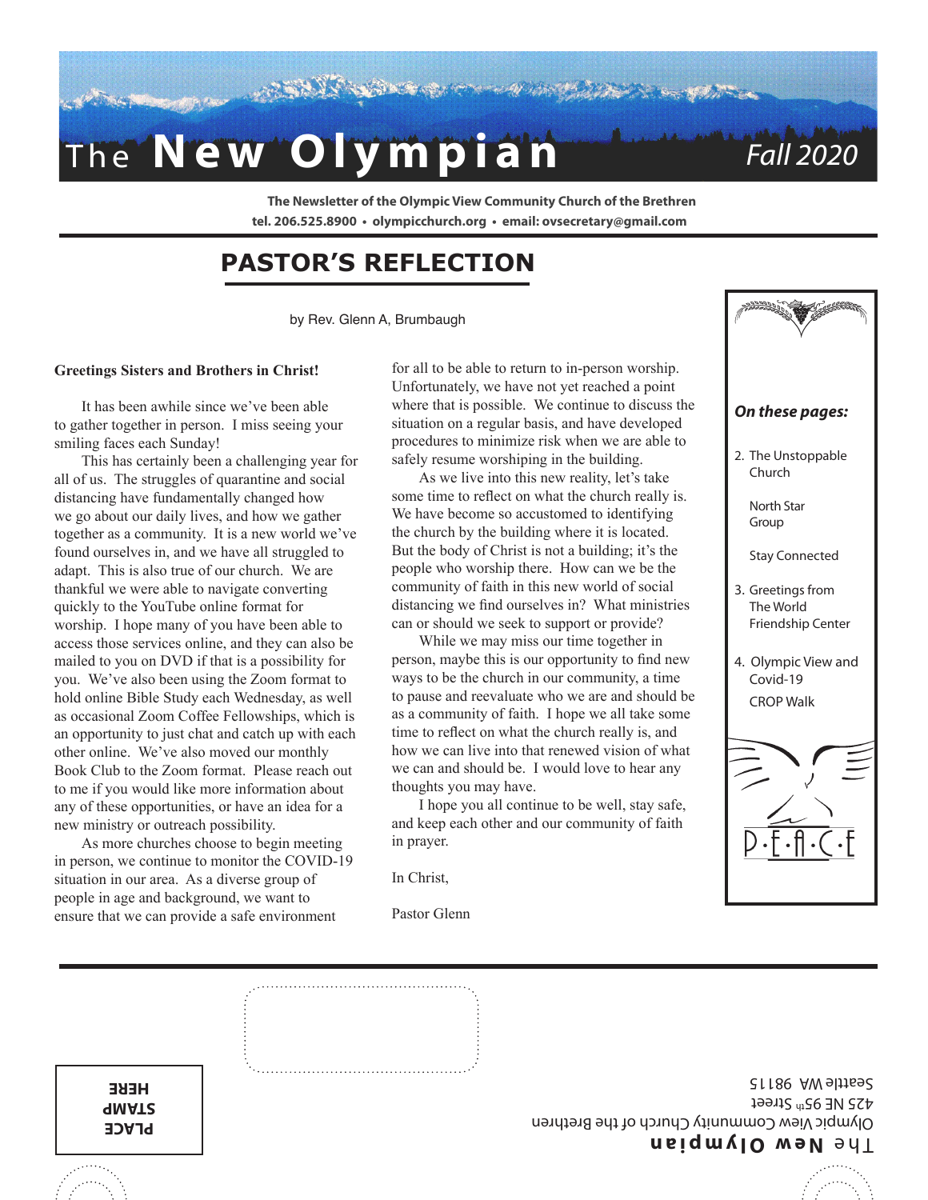# The New Olympian

Fall 2020

**The Newsletter of the Olympic View Community Church of the Brethren**
**tel. 206.525.8900 • olympicchurch.org • email: ovsecretary@gmail.com**

## PASTOR'S REFLECTION

by Rev. Glenn A, Brumbaugh

**Greetings Sisters and Brothers in Christ!**

It has been awhile since we've been able to gather together in person. I miss seeing your smiling faces each Sunday!

This has certainly been a challenging year for all of us. The struggles of quarantine and social distancing have fundamentally changed how we go about our daily lives, and how we gather together as a community. It is a new world we've found ourselves in, and we have all struggled to adapt. This is also true of our church. We are thankful we were able to navigate converting quickly to the YouTube online format for worship. I hope many of you have been able to access those services online, and they can also be mailed to you on DVD if that is a possibility for you. We've also been using the Zoom format to hold online Bible Study each Wednesday, as well as occasional Zoom Coffee Fellowships, which is an opportunity to just chat and catch up with each other online. We've also moved our monthly Book Club to the Zoom format. Please reach out to me if you would like more information about any of these opportunities, or have an idea for a new ministry or outreach possibility.

As more churches choose to begin meeting in person, we continue to monitor the COVID-19 situation in our area. As a diverse group of people in age and background, we want to ensure that we can provide a safe environment for all to be able to return to in-person worship. Unfortunately, we have not yet reached a point where that is possible. We continue to discuss the situation on a regular basis, and have developed procedures to minimize risk when we are able to safely resume worshiping in the building.

As we live into this new reality, let's take some time to reflect on what the church really is. We have become so accustomed to identifying the church by the building where it is located. But the body of Christ is not a building; it's the people who worship there. How can we be the community of faith in this new world of social distancing we find ourselves in? What ministries can or should we seek to support or provide?

While we may miss our time together in person, maybe this is our opportunity to find new ways to be the church in our community, a time to pause and reevaluate who we are and should be as a community of faith. I hope we all take some time to reflect on what the church really is, and how we can live into that renewed vision of what we can and should be. I would love to hear any thoughts you may have.

I hope you all continue to be well, stay safe, and keep each other and our community of faith in prayer.

In Christ,

Pastor Glenn

***On these pages:***

2. The Unstoppable Church

   North Star Group

   Stay Connected

3. Greetings from The World Friendship Center

4. Olympic View and Covid-19

   CROP Walk

P·E·A·C·E

**PLACE STAMP HERE**

**The New Olympian**
Olympic View Community Church of the Brethren
425 NE 95th Street
Seattle WA 98115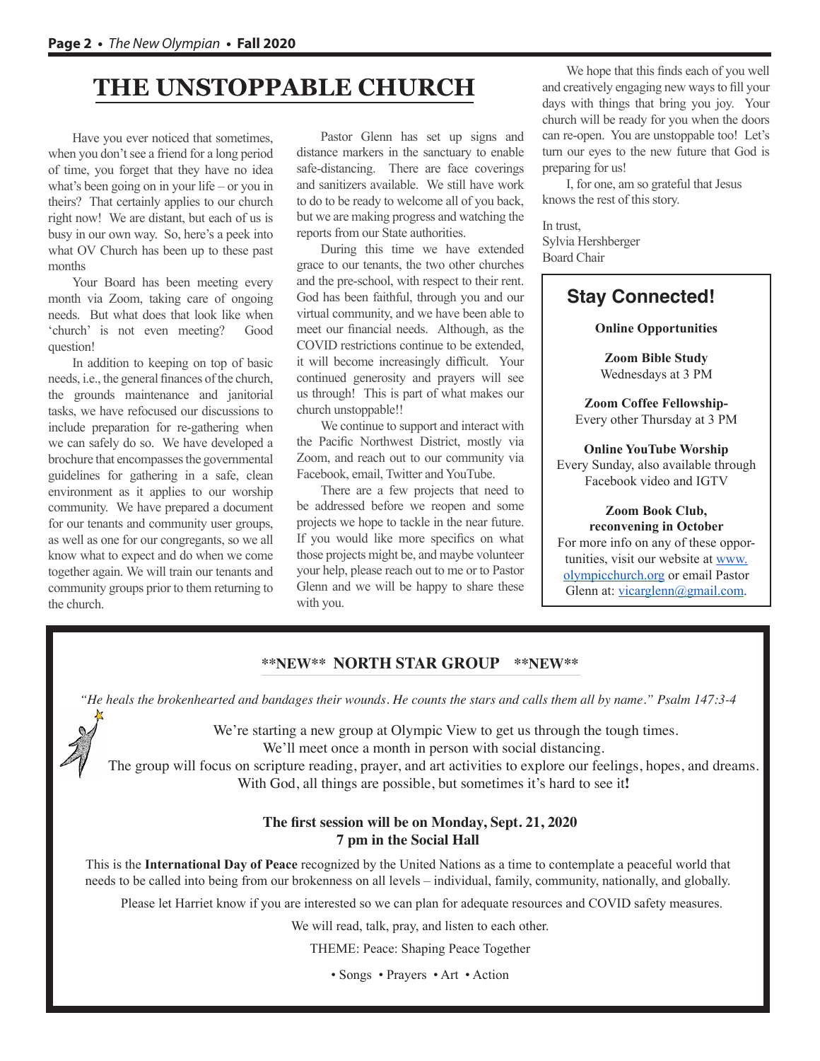# THE UNSTOPPABLE CHURCH

Have you ever noticed that sometimes, when you don't see a friend for a long period of time, you forget that they have no idea what's been going on in your life – or you in theirs? That certainly applies to our church right now! We are distant, but each of us is busy in our own way. So, here's a peek into what OV Church has been up to these past months

Your Board has been meeting every month via Zoom, taking care of ongoing needs. But what does that look like when 'church' is not even meeting? Good question!

In addition to keeping on top of basic needs, i.e., the general finances of the church, the grounds maintenance and janitorial tasks, we have refocused our discussions to include preparation for re-gathering when we can safely do so. We have developed a brochure that encompasses the governmental guidelines for gathering in a safe, clean environment as it applies to our worship community. We have prepared a document for our tenants and community user groups, as well as one for our congregants, so we all know what to expect and do when we come together again. We will train our tenants and community groups prior to them returning to the church.

Pastor Glenn has set up signs and distance markers in the sanctuary to enable safe-distancing. There are face coverings and sanitizers available. We still have work to do to be ready to welcome all of you back, but we are making progress and watching the reports from our State authorities.

During this time we have extended grace to our tenants, the two other churches and the pre-school, with respect to their rent. God has been faithful, through you and our virtual community, and we have been able to meet our financial needs. Although, as the COVID restrictions continue to be extended, it will become increasingly difficult. Your continued generosity and prayers will see us through! This is part of what makes our church unstoppable!!

We continue to support and interact with the Pacific Northwest District, mostly via Zoom, and reach out to our community via Facebook, email, Twitter and YouTube.

There are a few projects that need to be addressed before we reopen and some projects we hope to tackle in the near future. If you would like more specifics on what those projects might be, and maybe volunteer your help, please reach out to me or to Pastor Glenn and we will be happy to share these with you.

We hope that this finds each of you well and creatively engaging new ways to fill your days with things that bring you joy. Your church will be ready for you when the doors can re-open. You are unstoppable too! Let's turn our eyes to the new future that God is preparing for us!

I, for one, am so grateful that Jesus knows the rest of this story.

In trust,
Sylvia Hershberger
Board Chair

## Stay Connected!

**Online Opportunities**

**Zoom Bible Study**
Wednesdays at 3 PM

**Zoom Coffee Fellowship-**
Every other Thursday at 3 PM

**Online YouTube Worship**
Every Sunday, also available through Facebook video and IGTV

**Zoom Book Club, reconvening in October**
For more info on any of these opportunities, visit our website at www.olympicchurch.org or email Pastor Glenn at: vicarglenn@gmail.com.

## \*\*NEW\*\* NORTH STAR GROUP \*\*NEW\*\*

*"He heals the brokenhearted and bandages their wounds. He counts the stars and calls them all by name." Psalm 147:3-4*

We're starting a new group at Olympic View to get us through the tough times.
We'll meet once a month in person with social distancing.
The group will focus on scripture reading, prayer, and art activities to explore our feelings, hopes, and dreams.
With God, all things are possible, but sometimes it's hard to see it**!**

**The first session will be on Monday, Sept. 21, 2020**
**7 pm in the Social Hall**

This is the **International Day of Peace** recognized by the United Nations as a time to contemplate a peaceful world that needs to be called into being from our brokenness on all levels – individual, family, community, nationally, and globally.

Please let Harriet know if you are interested so we can plan for adequate resources and COVID safety measures.

We will read, talk, pray, and listen to each other.

THEME: Peace: Shaping Peace Together

• Songs • Prayers • Art • Action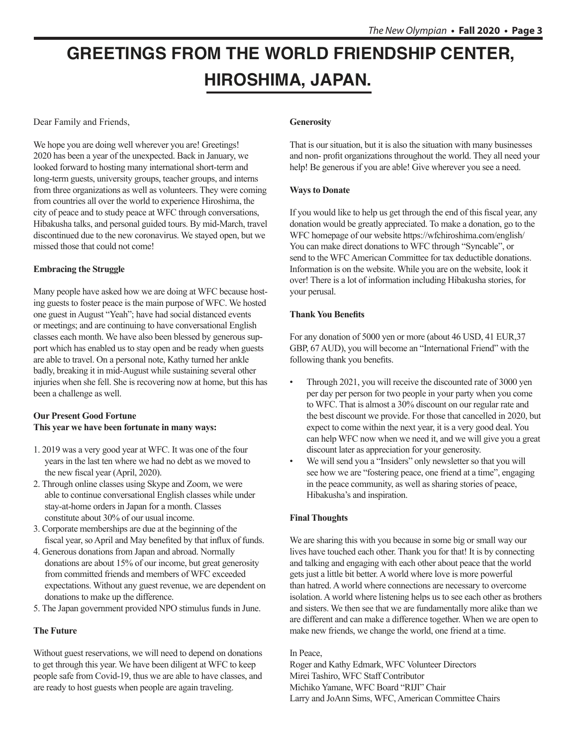# GREETINGS FROM THE WORLD FRIENDSHIP CENTER, HIROSHIMA, JAPAN.

Dear Family and Friends,

We hope you are doing well wherever you are! Greetings! 2020 has been a year of the unexpected. Back in January, we looked forward to hosting many international short-term and long-term guests, university groups, teacher groups, and interns from three organizations as well as volunteers. They were coming from countries all over the world to experience Hiroshima, the city of peace and to study peace at WFC through conversations, Hibakusha talks, and personal guided tours. By mid-March, travel discontinued due to the new coronavirus. We stayed open, but we missed those that could not come!

**Embracing the Struggle**

Many people have asked how we are doing at WFC because hosting guests to foster peace is the main purpose of WFC. We hosted one guest in August "Yeah"; have had social distanced events or meetings; and are continuing to have conversational English classes each month. We have also been blessed by generous support which has enabled us to stay open and be ready when guests are able to travel. On a personal note, Kathy turned her ankle badly, breaking it in mid-August while sustaining several other injuries when she fell. She is recovering now at home, but this has been a challenge as well.

**Our Present Good Fortune**
**This year we have been fortunate in many ways:**

1. 2019 was a very good year at WFC. It was one of the four years in the last ten where we had no debt as we moved to the new fiscal year (April, 2020).
2. Through online classes using Skype and Zoom, we were able to continue conversational English classes while under stay-at-home orders in Japan for a month. Classes constitute about 30% of our usual income.
3. Corporate memberships are due at the beginning of the fiscal year, so April and May benefited by that influx of funds.
4. Generous donations from Japan and abroad. Normally donations are about 15% of our income, but great generosity from committed friends and members of WFC exceeded expectations. Without any guest revenue, we are dependent on donations to make up the difference.
5. The Japan government provided NPO stimulus funds in June.

**The Future**

Without guest reservations, we will need to depend on donations to get through this year. We have been diligent at WFC to keep people safe from Covid-19, thus we are able to have classes, and are ready to host guests when people are again traveling.

**Generosity**

That is our situation, but it is also the situation with many businesses and non- profit organizations throughout the world. They all need your help! Be generous if you are able! Give wherever you see a need.

**Ways to Donate**

If you would like to help us get through the end of this fiscal year, any donation would be greatly appreciated. To make a donation, go to the WFC homepage of our website https://wfchiroshima.com/english/ You can make direct donations to WFC through "Syncable", or send to the WFC American Committee for tax deductible donations. Information is on the website. While you are on the website, look it over! There is a lot of information including Hibakusha stories, for your perusal.

**Thank You Benefits**

For any donation of 5000 yen or more (about 46 USD, 41 EUR,37 GBP, 67 AUD), you will become an "International Friend" with the following thank you benefits.

- Through 2021, you will receive the discounted rate of 3000 yen per day per person for two people in your party when you come to WFC. That is almost a 30% discount on our regular rate and the best discount we provide. For those that cancelled in 2020, but expect to come within the next year, it is a very good deal. You can help WFC now when we need it, and we will give you a great discount later as appreciation for your generosity.
- We will send you a "Insiders" only newsletter so that you will see how we are "fostering peace, one friend at a time", engaging in the peace community, as well as sharing stories of peace, Hibakusha's and inspiration.

**Final Thoughts**

We are sharing this with you because in some big or small way our lives have touched each other. Thank you for that! It is by connecting and talking and engaging with each other about peace that the world gets just a little bit better. A world where love is more powerful than hatred. A world where connections are necessary to overcome isolation. A world where listening helps us to see each other as brothers and sisters. We then see that we are fundamentally more alike than we are different and can make a difference together. When we are open to make new friends, we change the world, one friend at a time.

In Peace,
Roger and Kathy Edmark, WFC Volunteer Directors
Mirei Tashiro, WFC Staff Contributor
Michiko Yamane, WFC Board "RIJI" Chair
Larry and JoAnn Sims, WFC, American Committee Chairs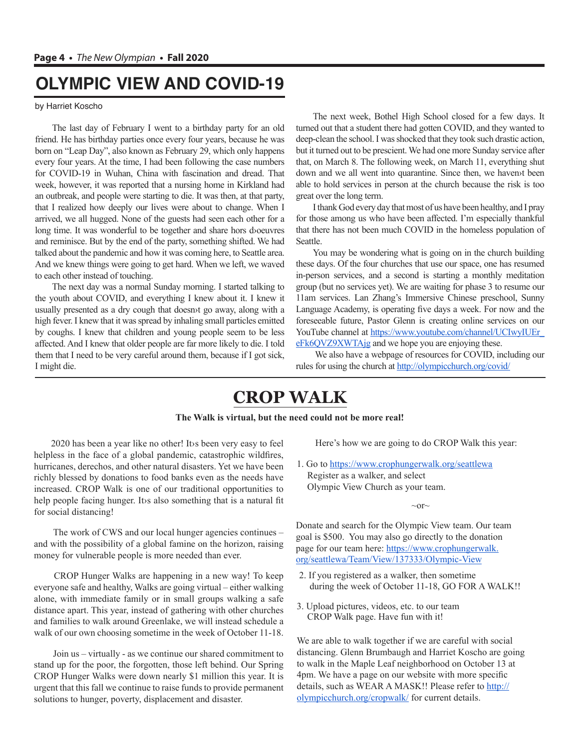# OLYMPIC VIEW AND COVID-19

by Harriet Koscho

The last day of February I went to a birthday party for an old friend. He has birthday parties once every four years, because he was born on "Leap Day", also known as February 29, which only happens every four years. At the time, I had been following the case numbers for COVID-19 in Wuhan, China with fascination and dread. That week, however, it was reported that a nursing home in Kirkland had an outbreak, and people were starting to die. It was then, at that party, that I realized how deeply our lives were about to change. When I arrived, we all hugged. None of the guests had seen each other for a long time. It was wonderful to be together and share hors d›oeuvres and reminisce. But by the end of the party, something shifted. We had talked about the pandemic and how it was coming here, to Seattle area. And we knew things were going to get hard. When we left, we waved to each other instead of touching.

The next day was a normal Sunday morning. I started talking to the youth about COVID, and everything I knew about it. I knew it usually presented as a dry cough that doesn›t go away, along with a high fever. I knew that it was spread by inhaling small particles emitted by coughs. I knew that children and young people seem to be less affected. And I knew that older people are far more likely to die. I told them that I need to be very careful around them, because if I got sick, I might die.

The next week, Bothel High School closed for a few days. It turned out that a student there had gotten COVID, and they wanted to deep-clean the school. I was shocked that they took such drastic action, but it turned out to be prescient. We had one more Sunday service after that, on March 8. The following week, on March 11, everything shut down and we all went into quarantine. Since then, we haven›t been able to hold services in person at the church because the risk is too great over the long term.

I thank God every day that most of us have been healthy, and I pray for those among us who have been affected. I'm especially thankful that there has not been much COVID in the homeless population of Seattle.

You may be wondering what is going on in the church building these days. Of the four churches that use our space, one has resumed in-person services, and a second is starting a monthly meditation group (but no services yet). We are waiting for phase 3 to resume our 11am services. Lan Zhang's Immersive Chinese preschool, Sunny Language Academy, is operating five days a week. For now and the foreseeable future, Pastor Glenn is creating online services on our YouTube channel at https://www.youtube.com/channel/UCIwyIUEr_eFk6QVZ9XWTAjg and we hope you are enjoying these.

We also have a webpage of resources for COVID, including our rules for using the church at http://olympicchurch.org/covid/

# CROP WALK

**The Walk is virtual, but the need could not be more real!**

2020 has been a year like no other! It›s been very easy to feel helpless in the face of a global pandemic, catastrophic wildfires, hurricanes, derechos, and other natural disasters. Yet we have been richly blessed by donations to food banks even as the needs have increased. CROP Walk is one of our traditional opportunities to help people facing hunger. It›s also something that is a natural fit for social distancing!

The work of CWS and our local hunger agencies continues – and with the possibility of a global famine on the horizon, raising money for vulnerable people is more needed than ever.

CROP Hunger Walks are happening in a new way! To keep everyone safe and healthy, Walks are going virtual – either walking alone, with immediate family or in small groups walking a safe distance apart. This year, instead of gathering with other churches and families to walk around Greenlake, we will instead schedule a walk of our own choosing sometime in the week of October 11-18.

Join us – virtually - as we continue our shared commitment to stand up for the poor, the forgotten, those left behind. Our Spring CROP Hunger Walks were down nearly $1 million this year. It is urgent that this fall we continue to raise funds to provide permanent solutions to hunger, poverty, displacement and disaster.

Here's how we are going to do CROP Walk this year:

1. Go to https://www.crophungerwalk.org/seattlewa Register as a walker, and select Olympic View Church as your team.

~or~

Donate and search for the Olympic View team. Our team goal is $500. You may also go directly to the donation page for our team here: https://www.crophungerwalk.org/seattlewa/Team/View/137333/Olympic-View

2. If you registered as a walker, then sometime during the week of October 11-18, GO FOR A WALK!!

3. Upload pictures, videos, etc. to our team CROP Walk page. Have fun with it!

We are able to walk together if we are careful with social distancing. Glenn Brumbaugh and Harriet Koscho are going to walk in the Maple Leaf neighborhood on October 13 at 4pm. We have a page on our website with more specific details, such as WEAR A MASK!! Please refer to http://olympicchurch.org/cropwalk/ for current details.